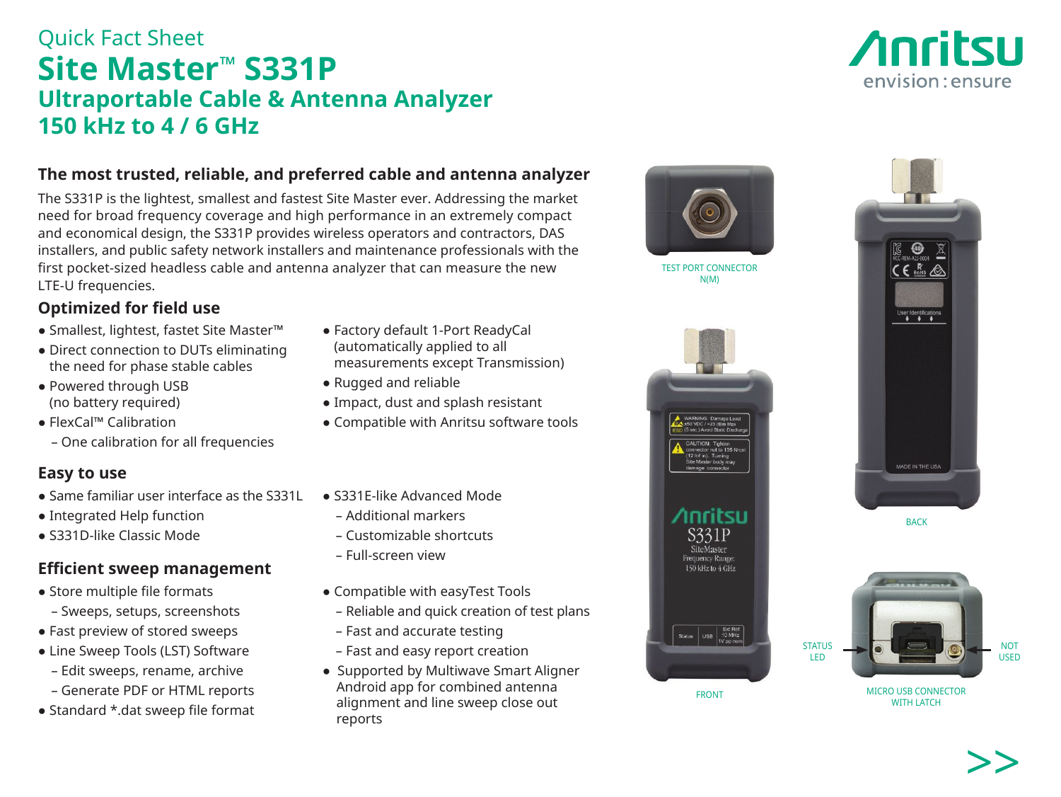Quick Fact Sheet

# Site Master™ S331P

## Ultraportable Cable & Antenna Analyzer
## 150 kHz to 4 / 6 GHz

### The most trusted, reliable, and preferred cable and antenna analyzer

The S331P is the lightest, smallest and fastest Site Master ever. Addressing the market need for broad frequency coverage and high performance in an extremely compact and economical design, the S331P provides wireless operators and contractors, DAS installers, and public safety network installers and maintenance professionals with the first pocket-sized headless cable and antenna analyzer that can measure the new LTE-U frequencies.

### Optimized for field use

- Smallest, lightest, fastet Site Master™
- Direct connection to DUTs eliminating the need for phase stable cables
- Powered through USB (no battery required)
- FlexCal™ Calibration
  - One calibration for all frequencies
- Factory default 1-Port ReadyCal (automatically applied to all measurements except Transmission)
- Rugged and reliable
- Impact, dust and splash resistant
- Compatible with Anritsu software tools

### Easy to use

- Same familiar user interface as the S331L
- Integrated Help function
- S331D-like Classic Mode
- S331E-like Advanced Mode
  - Additional markers
  - Customizable shortcuts
  - Full-screen view

### Efficient sweep management

- Store multiple file formats
  - Sweeps, setups, screenshots
- Fast preview of stored sweeps
- Line Sweep Tools (LST) Software
  - Edit sweeps, rename, archive
  - Generate PDF or HTML reports
- Standard *.dat sweep file format
- Compatible with easyTest Tools
  - Reliable and quick creation of test plans
  - Fast and accurate testing
  - Fast and easy report creation
- Supported by Multiwave Smart Aligner Android app for combined antenna alignment and line sweep close out reports

TEST PORT CONNECTOR N(M)

FRONT

BACK

STATUS LED

NOT USED

MICRO USB CONNECTOR WITH LATCH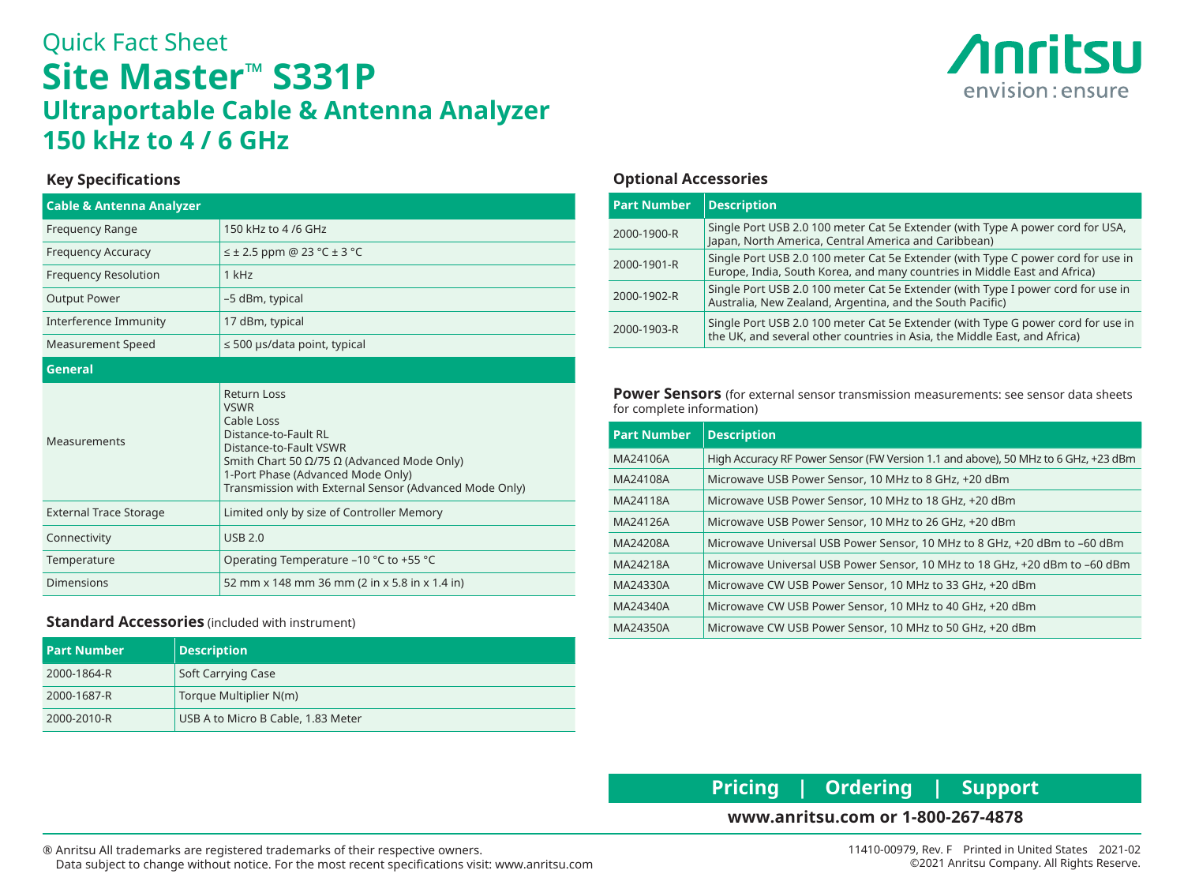Quick Fact Sheet

# Site Master™ S331P

## Ultraportable Cable & Antenna Analyzer

## 150 kHz to 4 / 6 GHz

### Key Specifications

| Cable & Antenna Analyzer | |
|---|---|
| Frequency Range | 150 kHz to 4 /6 GHz |
| Frequency Accuracy | ≤ ± 2.5 ppm @ 23 °C ± 3 °C |
| Frequency Resolution | 1 kHz |
| Output Power | –5 dBm, typical |
| Interference Immunity | 17 dBm, typical |
| Measurement Speed | ≤ 500 µs/data point, typical |
| **General** | |
| Measurements | Return Loss<br>VSWR<br>Cable Loss<br>Distance-to-Fault RL<br>Distance-to-Fault VSWR<br>Smith Chart 50 Ω/75 Ω (Advanced Mode Only)<br>1-Port Phase (Advanced Mode Only)<br>Transmission with External Sensor (Advanced Mode Only) |
| External Trace Storage | Limited only by size of Controller Memory |
| Connectivity | USB 2.0 |
| Temperature | Operating Temperature –10 °C to +55 °C |
| Dimensions | 52 mm x 148 mm 36 mm (2 in x 5.8 in x 1.4 in) |

### Standard Accessories (included with instrument)

| Part Number | Description |
|---|---|
| 2000-1864-R | Soft Carrying Case |
| 2000-1687-R | Torque Multiplier N(m) |
| 2000-2010-R | USB A to Micro B Cable, 1.83 Meter |

### Optional Accessories

| Part Number | Description |
|---|---|
| 2000-1900-R | Single Port USB 2.0 100 meter Cat 5e Extender (with Type A power cord for USA, Japan, North America, Central America and Caribbean) |
| 2000-1901-R | Single Port USB 2.0 100 meter Cat 5e Extender (with Type C power cord for use in Europe, India, South Korea, and many countries in Middle East and Africa) |
| 2000-1902-R | Single Port USB 2.0 100 meter Cat 5e Extender (with Type I power cord for use in Australia, New Zealand, Argentina, and the South Pacific) |
| 2000-1903-R | Single Port USB 2.0 100 meter Cat 5e Extender (with Type G power cord for use in the UK, and several other countries in Asia, the Middle East, and Africa) |

**Power Sensors** (for external sensor transmission measurements: see sensor data sheets for complete information)

| Part Number | Description |
|---|---|
| MA24106A | High Accuracy RF Power Sensor (FW Version 1.1 and above), 50 MHz to 6 GHz, +23 dBm |
| MA24108A | Microwave USB Power Sensor, 10 MHz to 8 GHz, +20 dBm |
| MA24118A | Microwave USB Power Sensor, 10 MHz to 18 GHz, +20 dBm |
| MA24126A | Microwave USB Power Sensor, 10 MHz to 26 GHz, +20 dBm |
| MA24208A | Microwave Universal USB Power Sensor, 10 MHz to 8 GHz, +20 dBm to –60 dBm |
| MA24218A | Microwave Universal USB Power Sensor, 10 MHz to 18 GHz, +20 dBm to –60 dBm |
| MA24330A | Microwave CW USB Power Sensor, 10 MHz to 33 GHz, +20 dBm |
| MA24340A | Microwave CW USB Power Sensor, 10 MHz to 40 GHz, +20 dBm |
| MA24350A | Microwave CW USB Power Sensor, 10 MHz to 50 GHz, +20 dBm |

**Pricing | Ordering | Support**

**www.anritsu.com or 1-800-267-4878**

® Anritsu All trademarks are registered trademarks of their respective owners.
Data subject to change without notice. For the most recent specifications visit: www.anritsu.com

11410-00979, Rev. F Printed in United States 2021-02
©2021 Anritsu Company. All Rights Reserve.